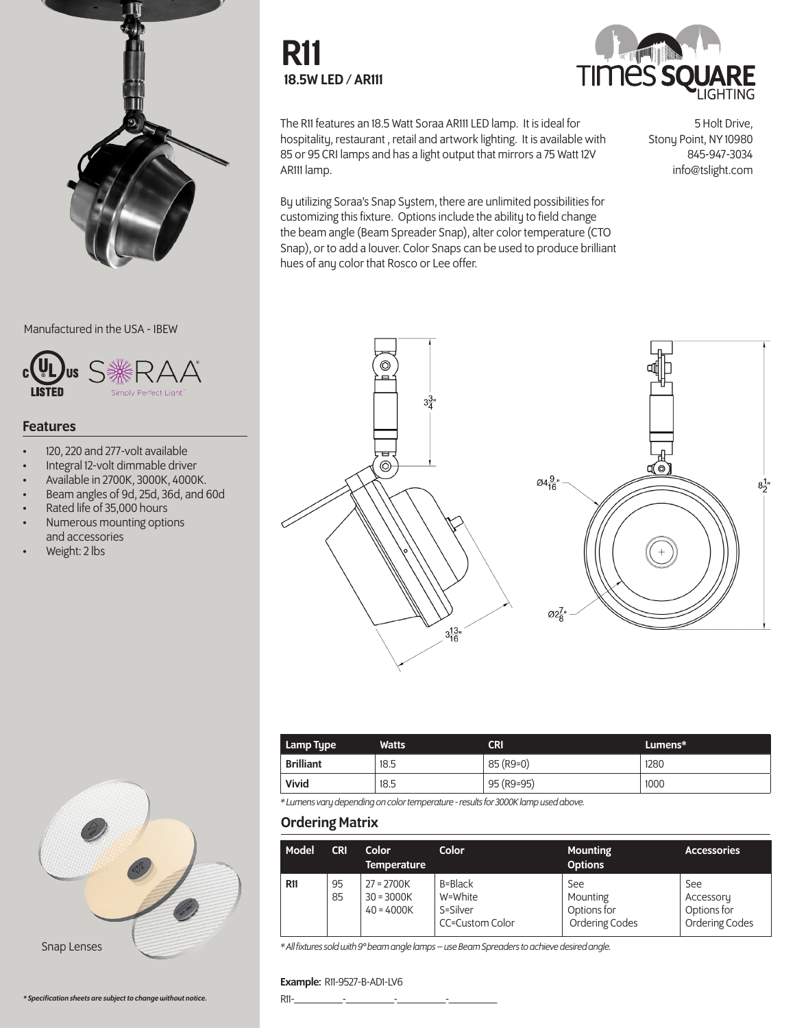# R11

**18.5W LED / AR111**

The R11 features an 18.5 Watt Soraa AR111 LED lamp. It is ideal for hospitality, restaurant , retail and artwork lighting. It is available with 85 or 95 CRI lamps and has a light output that mirrors a 75 Watt 12V AR111 lamp.

By utilizing Soraa's Snap System, there are unlimited possibilities for customizing this fixture. Options include the ability to field change the beam angle (Beam Spreader Snap), alter color temperature (CTO Snap), or to add a louver. Color Snaps can be used to produce brilliant hues of any color that Rosco or Lee offer.

TIMES SQUARE LIGHTING

5 Holt Drive,
Stony Point, NY 10980
845-947-3034
info@tslight.com

Manufactured in the USA - IBEW

## Features

- 120, 220 and 277-volt available
- Integral 12-volt dimmable driver
- Available in 2700K, 3000K, 4000K.
- Beam angles of 9d, 25d, 36d, and 60d
- Rated life of 35,000 hours
- Numerous mounting options and accessories
- Weight: 2 lbs

$3\frac{3}{4}$" $3\frac{13}{16}$" Ø$4\frac{9}{16}$" Ø$2\frac{7}{8}$" $8\frac{1}{2}$"

| Lamp Type | Watts | CRI | Lumens* |
|---|---|---|---|
| **Brilliant** | 18.5 | 85 (R9=0) | 1280 |
| **Vivid** | 18.5 | 95 (R9=95) | 1000 |

*\* Lumens vary depending on color temperature - results for 3000K lamp used above.*

## Ordering Matrix

| Model | CRI | Color Temperature | Color | Mounting Options | Accessories |
|---|---|---|---|---|---|
| **R11** | 95<br>85 | 27 = 2700K<br>30 = 3000K<br>40 = 4000K | B=Black<br>W=White<br>S=Silver<br>CC=Custom Color | See Mounting Options for Ordering Codes | See Accessory Options for Ordering Codes |

*\* All fixtures sold with 9° beam angle lamps – use Beam Spreaders to achieve desired angle.*

**Example:** R11-9527-B-AD1-LV6

R11-\_\_\_\_\_\_\_\_\_\_-\_\_\_\_\_\_\_\_\_\_-\_\_\_\_\_\_\_\_\_\_-\_\_\_\_\_\_\_\_\_\_

Snap Lenses

***\* Specification sheets are subject to change without notice.***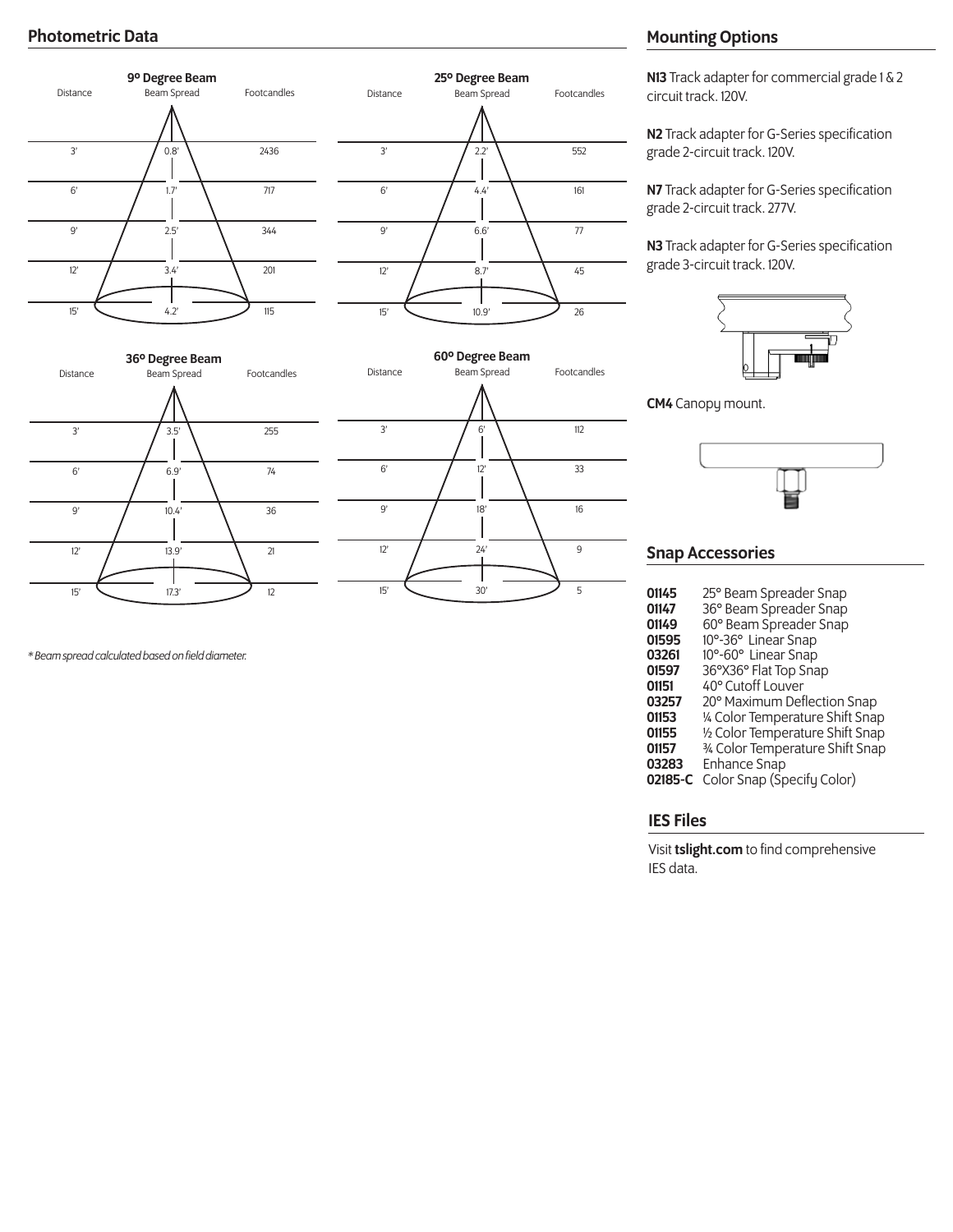## Photometric Data

**9º Degree Beam**

Distance Beam Spread Footcandles

3' 0.8' 2436

6' 1.7' 717

9' 2.5' 344

12' 3.4' 201

15' 4.2' 115

**25º Degree Beam**

Distance Beam Spread Footcandles

3' 2.2' 552

6' 4.4' 161

9' 6.6' 77

12' 8.7' 45

15' 10.9' 26

**36º Degree Beam**

Distance Beam Spread Footcandles

3' 3.5' 255

6' 6.9' 74

9' 10.4' 36

12' 13.9' 21

15' 17.3' 12

**60º Degree Beam**

Distance Beam Spread Footcandles

3' 6' 112

6' 12' 33

9' 18' 16

12' 24' 9

15' 30' 5

*\* Beam spread calculated based on field diameter.*

## Mounting Options

**N13** Track adapter for commercial grade 1 & 2 circuit track. 120V.

**N2** Track adapter for G-Series specification grade 2-circuit track. 120V.

**N7** Track adapter for G-Series specification grade 2-circuit track. 277V.

**N3** Track adapter for G-Series specification grade 3-circuit track. 120V.

**CM4** Canopy mount.

## Snap Accessories

| | |
|---|---|
| **01145** | 25° Beam Spreader Snap |
| **01147** | 36° Beam Spreader Snap |
| **01149** | 60° Beam Spreader Snap |
| **01595** | 10°-36° Linear Snap |
| **03261** | 10°-60° Linear Snap |
| **01597** | 36°X36° Flat Top Snap |
| **01151** | 40° Cutoff Louver |
| **03257** | 20° Maximum Deflection Snap |
| **01153** | ¼ Color Temperature Shift Snap |
| **01155** | ½ Color Temperature Shift Snap |
| **01157** | ¾ Color Temperature Shift Snap |
| **03283** | Enhance Snap |
| **02185-C** | Color Snap (Specify Color) |

## IES Files

Visit **tslight.com** to find comprehensive IES data.